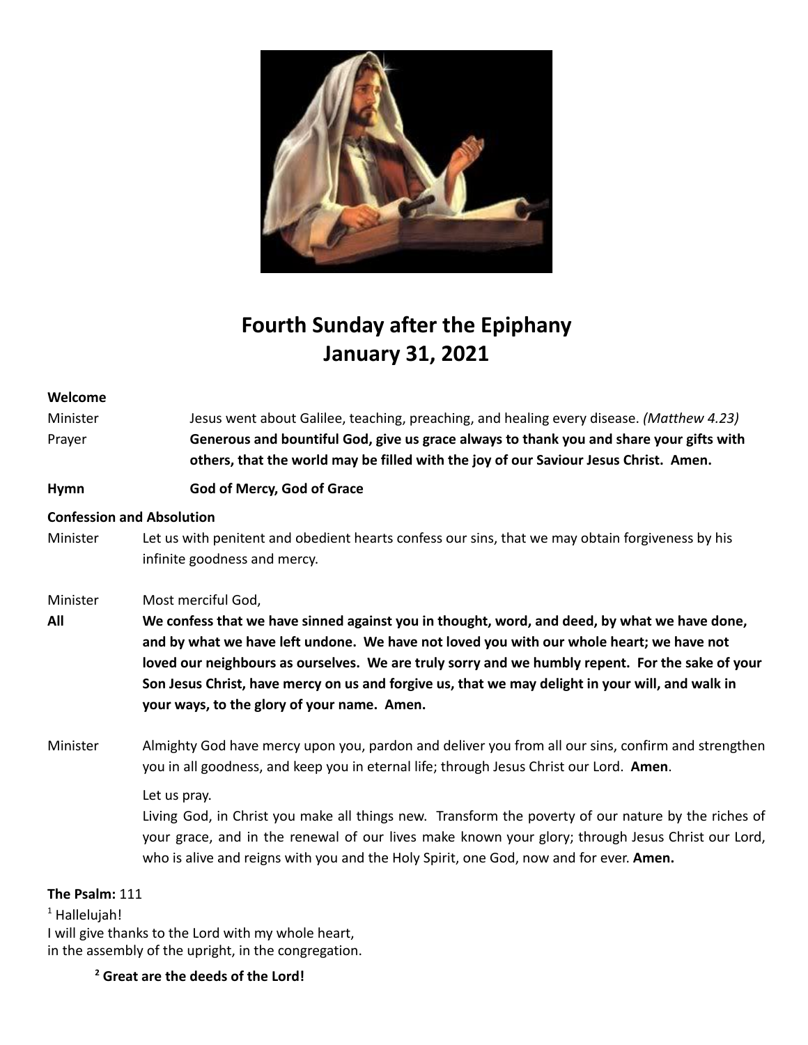# Fourth Sunday after the Epiphany
# January 31, 2021

**Welcome**

Minister Jesus went about Galilee, teaching, preaching, and healing every disease. *(Matthew 4.23)*

Prayer **Generous and bountiful God, give us grace always to thank you and share your gifts with others, that the world may be filled with the joy of our Saviour Jesus Christ. Amen.**

**Hymn** **God of Mercy, God of Grace**

**Confession and Absolution**

Minister Let us with penitent and obedient hearts confess our sins, that we may obtain forgiveness by his infinite goodness and mercy.

Minister Most merciful God,

**All** **We confess that we have sinned against you in thought, word, and deed, by what we have done, and by what we have left undone. We have not loved you with our whole heart; we have not loved our neighbours as ourselves. We are truly sorry and we humbly repent. For the sake of your Son Jesus Christ, have mercy on us and forgive us, that we may delight in your will, and walk in your ways, to the glory of your name. Amen.**

Minister Almighty God have mercy upon you, pardon and deliver you from all our sins, confirm and strengthen you in all goodness, and keep you in eternal life; through Jesus Christ our Lord. **Amen**.

Let us pray.
Living God, in Christ you make all things new. Transform the poverty of our nature by the riches of your grace, and in the renewal of our lives make known your glory; through Jesus Christ our Lord, who is alive and reigns with you and the Holy Spirit, one God, now and for ever. **Amen.**

**The Psalm:** 111

1 Hallelujah!
I will give thanks to the Lord with my whole heart,
in the assembly of the upright, in the congregation.

**2 Great are the deeds of the Lord!**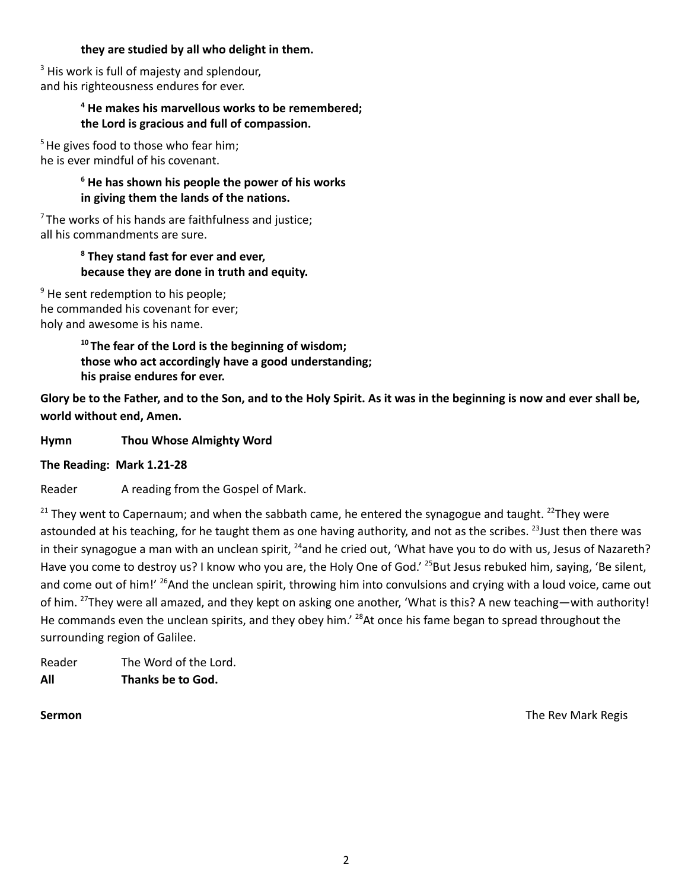**they are studied by all who delight in them.**

[3] His work is full of majesty and splendour,
and his righteousness endures for ever.

> **[4] He makes his marvellous works to be remembered;**
> **the Lord is gracious and full of compassion.**

[5] He gives food to those who fear him;
he is ever mindful of his covenant.

> **[6] He has shown his people the power of his works**
> **in giving them the lands of the nations.**

[7] The works of his hands are faithfulness and justice;
all his commandments are sure.

> **[8] They stand fast for ever and ever,**
> **because they are done in truth and equity.**

[9] He sent redemption to his people;
he commanded his covenant for ever;
holy and awesome is his name.

> **[10] The fear of the Lord is the beginning of wisdom;**
> **those who act accordingly have a good understanding;**
> **his praise endures for ever.**

**Glory be to the Father, and to the Son, and to the Holy Spirit. As it was in the beginning is now and ever shall be, world without end, Amen.**

**Hymn** **Thou Whose Almighty Word**

**The Reading: Mark 1.21-28**

Reader A reading from the Gospel of Mark.

[21] They went to Capernaum; and when the sabbath came, he entered the synagogue and taught. [22]They were astounded at his teaching, for he taught them as one having authority, and not as the scribes. [23]Just then there was in their synagogue a man with an unclean spirit, [24]and he cried out, 'What have you to do with us, Jesus of Nazareth? Have you come to destroy us? I know who you are, the Holy One of God.' [25]But Jesus rebuked him, saying, 'Be silent, and come out of him!' [26]And the unclean spirit, throwing him into convulsions and crying with a loud voice, came out of him. [27]They were all amazed, and they kept on asking one another, 'What is this? A new teaching—with authority! He commands even the unclean spirits, and they obey him.' [28]At once his fame began to spread throughout the surrounding region of Galilee.

Reader The Word of the Lord.
**All** **Thanks be to God.**

**Sermon** The Rev Mark Regis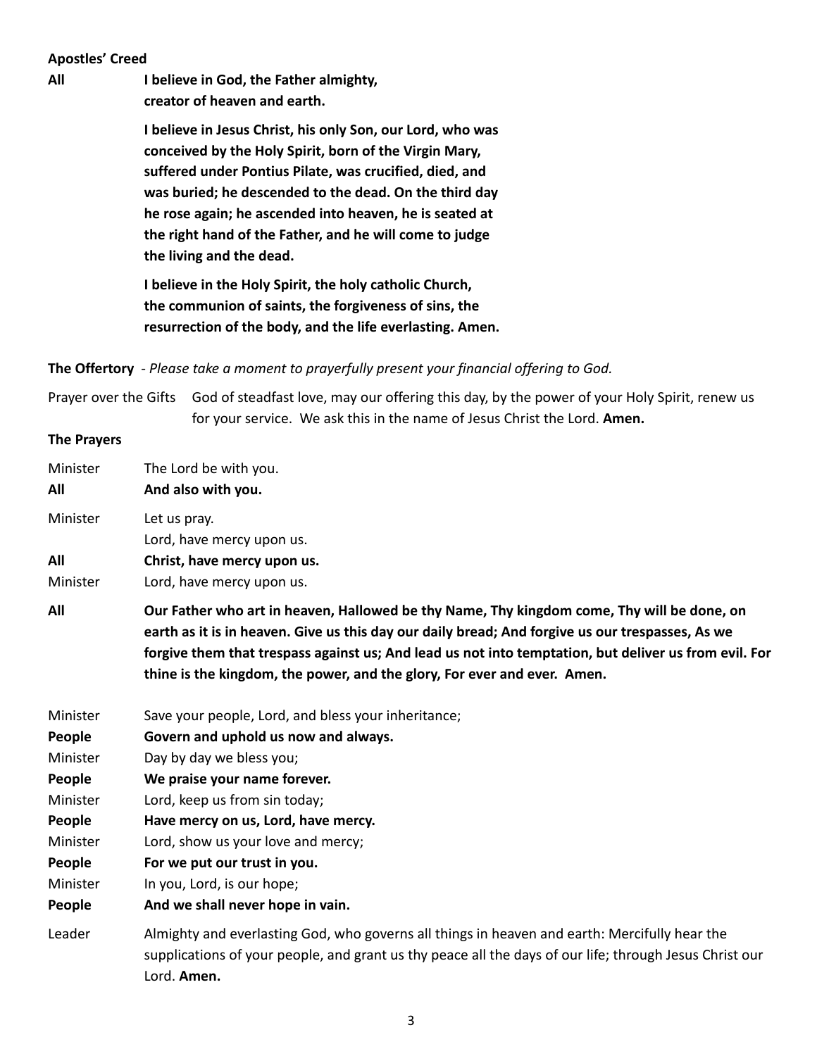**Apostles' Creed**

**All** **I believe in God, the Father almighty, creator of heaven and earth.**

**I believe in Jesus Christ, his only Son, our Lord, who was conceived by the Holy Spirit, born of the Virgin Mary, suffered under Pontius Pilate, was crucified, died, and was buried; he descended to the dead. On the third day he rose again; he ascended into heaven, he is seated at the right hand of the Father, and he will come to judge the living and the dead.**

**I believe in the Holy Spirit, the holy catholic Church, the communion of saints, the forgiveness of sins, the resurrection of the body, and the life everlasting. Amen.**

**The Offertory** - *Please take a moment to prayerfully present your financial offering to God.*

Prayer over the Gifts God of steadfast love, may our offering this day, by the power of your Holy Spirit, renew us for your service. We ask this in the name of Jesus Christ the Lord. **Amen.**

**The Prayers**

Minister The Lord be with you.
**All** **And also with you.**

Minister Let us pray.
Lord, have mercy upon us.
**All** **Christ, have mercy upon us.**
Minister Lord, have mercy upon us.

**All** **Our Father who art in heaven, Hallowed be thy Name, Thy kingdom come, Thy will be done, on earth as it is in heaven. Give us this day our daily bread; And forgive us our trespasses, As we forgive them that trespass against us; And lead us not into temptation, but deliver us from evil. For thine is the kingdom, the power, and the glory, For ever and ever. Amen.**

Minister Save your people, Lord, and bless your inheritance;
**People** **Govern and uphold us now and always.**
Minister Day by day we bless you;
**People** **We praise your name forever.**
Minister Lord, keep us from sin today;
**People** **Have mercy on us, Lord, have mercy.**
Minister Lord, show us your love and mercy;
**People** **For we put our trust in you.**
Minister In you, Lord, is our hope;
**People** **And we shall never hope in vain.**

Leader Almighty and everlasting God, who governs all things in heaven and earth: Mercifully hear the supplications of your people, and grant us thy peace all the days of our life; through Jesus Christ our Lord. **Amen.**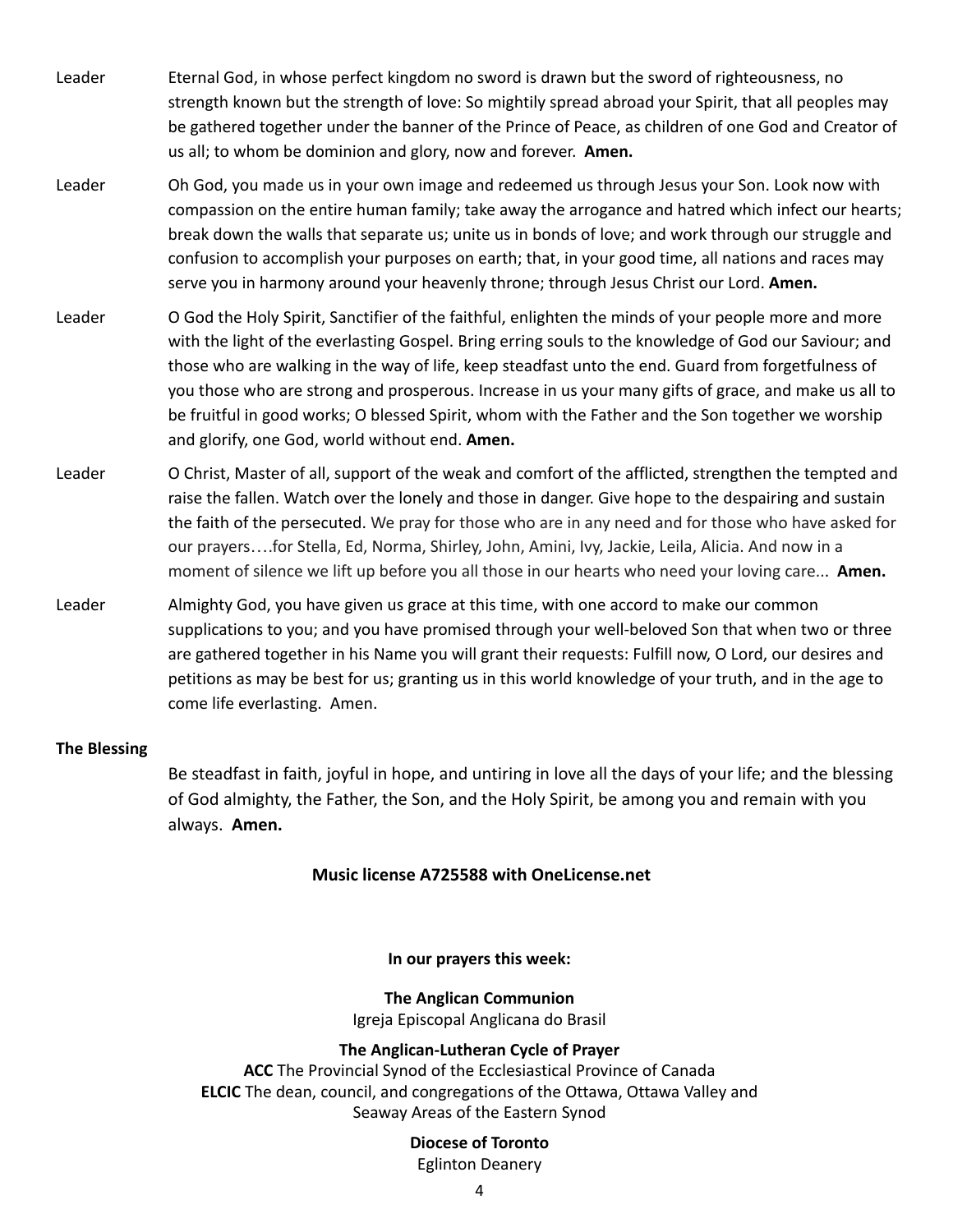Leader Eternal God, in whose perfect kingdom no sword is drawn but the sword of righteousness, no strength known but the strength of love: So mightily spread abroad your Spirit, that all peoples may be gathered together under the banner of the Prince of Peace, as children of one God and Creator of us all; to whom be dominion and glory, now and forever. **Amen.**

Leader Oh God, you made us in your own image and redeemed us through Jesus your Son. Look now with compassion on the entire human family; take away the arrogance and hatred which infect our hearts; break down the walls that separate us; unite us in bonds of love; and work through our struggle and confusion to accomplish your purposes on earth; that, in your good time, all nations and races may serve you in harmony around your heavenly throne; through Jesus Christ our Lord. **Amen.**

Leader O God the Holy Spirit, Sanctifier of the faithful, enlighten the minds of your people more and more with the light of the everlasting Gospel. Bring erring souls to the knowledge of God our Saviour; and those who are walking in the way of life, keep steadfast unto the end. Guard from forgetfulness of you those who are strong and prosperous. Increase in us your many gifts of grace, and make us all to be fruitful in good works; O blessed Spirit, whom with the Father and the Son together we worship and glorify, one God, world without end. **Amen.**

Leader O Christ, Master of all, support of the weak and comfort of the afflicted, strengthen the tempted and raise the fallen. Watch over the lonely and those in danger. Give hope to the despairing and sustain the faith of the persecuted. We pray for those who are in any need and for those who have asked for our prayers….for Stella, Ed, Norma, Shirley, John, Amini, Ivy, Jackie, Leila, Alicia. And now in a moment of silence we lift up before you all those in our hearts who need your loving care... **Amen.**

Leader Almighty God, you have given us grace at this time, with one accord to make our common supplications to you; and you have promised through your well-beloved Son that when two or three are gathered together in his Name you will grant their requests: Fulfill now, O Lord, our desires and petitions as may be best for us; granting us in this world knowledge of your truth, and in the age to come life everlasting. Amen.

**The Blessing**

Be steadfast in faith, joyful in hope, and untiring in love all the days of your life; and the blessing of God almighty, the Father, the Son, and the Holy Spirit, be among you and remain with you always. **Amen.**

**Music license A725588 with OneLicense.net**

**In our prayers this week:**

**The Anglican Communion**
Igreja Episcopal Anglicana do Brasil

**The Anglican-Lutheran Cycle of Prayer**
**ACC** The Provincial Synod of the Ecclesiastical Province of Canada
**ELCIC** The dean, council, and congregations of the Ottawa, Ottawa Valley and Seaway Areas of the Eastern Synod

**Diocese of Toronto**
Eglinton Deanery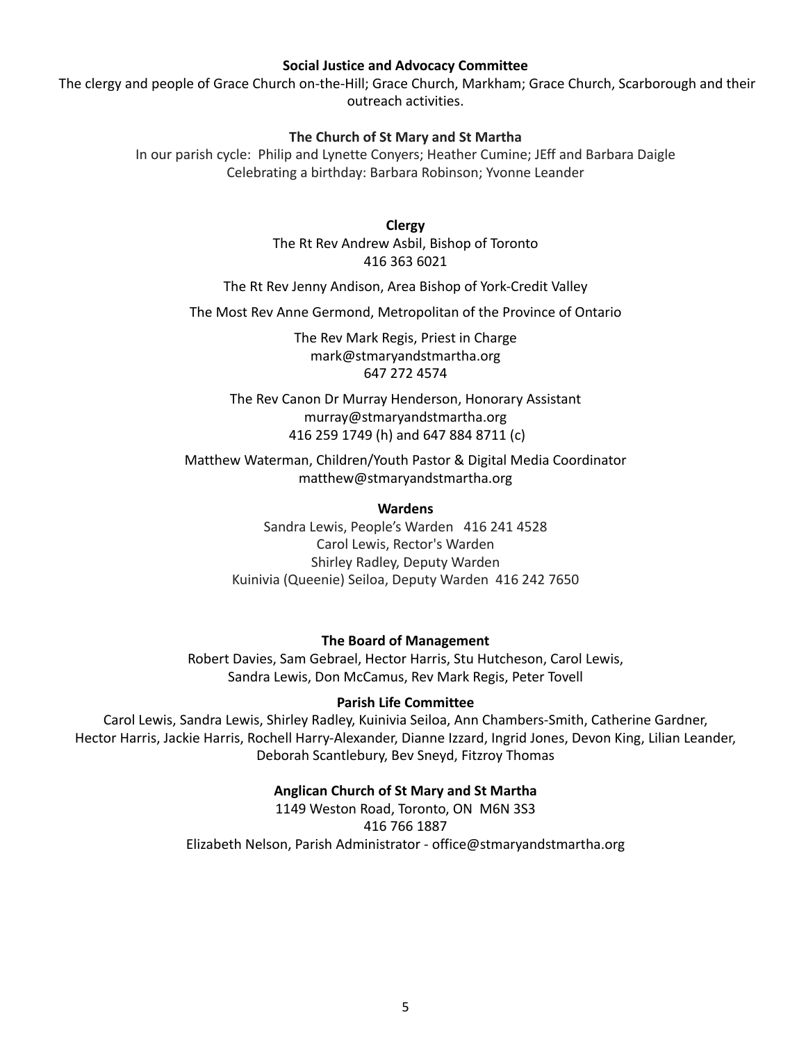**Social Justice and Advocacy Committee**

The clergy and people of Grace Church on-the-Hill; Grace Church, Markham; Grace Church, Scarborough and their outreach activities.

**The Church of St Mary and St Martha**

In our parish cycle: Philip and Lynette Conyers; Heather Cumine; JEff and Barbara Daigle

Celebrating a birthday: Barbara Robinson; Yvonne Leander

**Clergy**

The Rt Rev Andrew Asbil, Bishop of Toronto
416 363 6021

The Rt Rev Jenny Andison, Area Bishop of York-Credit Valley

The Most Rev Anne Germond, Metropolitan of the Province of Ontario

The Rev Mark Regis, Priest in Charge
mark@stmaryandstmartha.org
647 272 4574

The Rev Canon Dr Murray Henderson, Honorary Assistant
murray@stmaryandstmartha.org
416 259 1749 (h) and 647 884 8711 (c)

Matthew Waterman, Children/Youth Pastor & Digital Media Coordinator
matthew@stmaryandstmartha.org

**Wardens**

Sandra Lewis, People's Warden 416 241 4528
Carol Lewis, Rector's Warden
Shirley Radley, Deputy Warden
Kuinivia (Queenie) Seiloa, Deputy Warden 416 242 7650

**The Board of Management**

Robert Davies, Sam Gebrael, Hector Harris, Stu Hutcheson, Carol Lewis, Sandra Lewis, Don McCamus, Rev Mark Regis, Peter Tovell

**Parish Life Committee**

Carol Lewis, Sandra Lewis, Shirley Radley, Kuinivia Seiloa, Ann Chambers-Smith, Catherine Gardner, Hector Harris, Jackie Harris, Rochell Harry-Alexander, Dianne Izzard, Ingrid Jones, Devon King, Lilian Leander, Deborah Scantlebury, Bev Sneyd, Fitzroy Thomas

**Anglican Church of St Mary and St Martha**

1149 Weston Road, Toronto, ON M6N 3S3
416 766 1887
Elizabeth Nelson, Parish Administrator - office@stmaryandstmartha.org